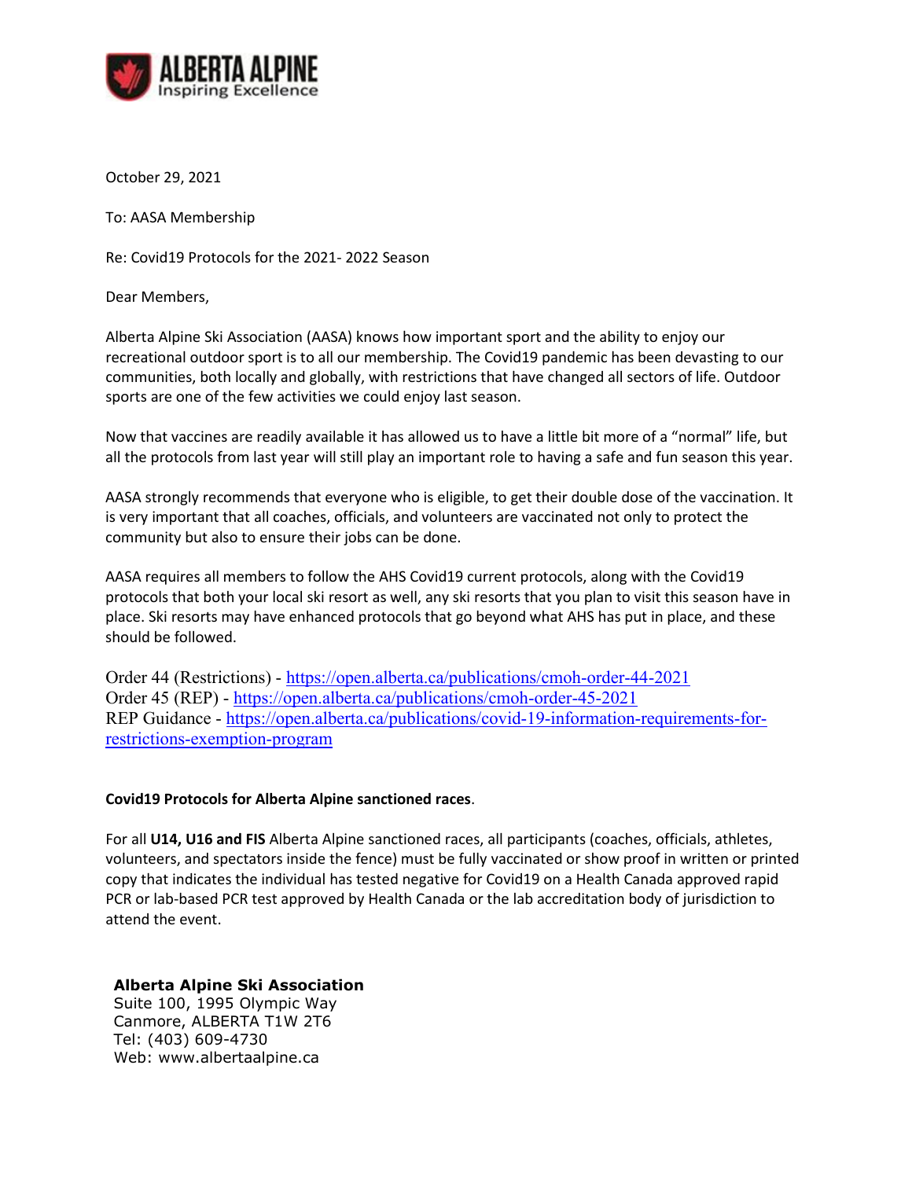**ALBERTA ALPINE**
Inspiring Excellence

October 29, 2021

To: AASA Membership

Re: Covid19 Protocols for the 2021- 2022 Season

Dear Members,

Alberta Alpine Ski Association (AASA) knows how important sport and the ability to enjoy our recreational outdoor sport is to all our membership. The Covid19 pandemic has been devasting to our communities, both locally and globally, with restrictions that have changed all sectors of life. Outdoor sports are one of the few activities we could enjoy last season.

Now that vaccines are readily available it has allowed us to have a little bit more of a "normal" life, but all the protocols from last year will still play an important role to having a safe and fun season this year.

AASA strongly recommends that everyone who is eligible, to get their double dose of the vaccination. It is very important that all coaches, officials, and volunteers are vaccinated not only to protect the community but also to ensure their jobs can be done.

AASA requires all members to follow the AHS Covid19 current protocols, along with the Covid19 protocols that both your local ski resort as well, any ski resorts that you plan to visit this season have in place. Ski resorts may have enhanced protocols that go beyond what AHS has put in place, and these should be followed.

Order 44 (Restrictions) - https://open.alberta.ca/publications/cmoh-order-44-2021
Order 45 (REP) - https://open.alberta.ca/publications/cmoh-order-45-2021
REP Guidance - https://open.alberta.ca/publications/covid-19-information-requirements-for-restrictions-exemption-program

**Covid19 Protocols for Alberta Alpine sanctioned races**.

For all **U14, U16 and FIS** Alberta Alpine sanctioned races, all participants (coaches, officials, athletes, volunteers, and spectators inside the fence) must be fully vaccinated or show proof in written or printed copy that indicates the individual has tested negative for Covid19 on a Health Canada approved rapid PCR or lab-based PCR test approved by Health Canada or the lab accreditation body of jurisdiction to attend the event.

**Alberta Alpine Ski Association**
Suite 100, 1995 Olympic Way
Canmore, ALBERTA T1W 2T6
Tel: (403) 609-4730
Web: www.albertaalpine.ca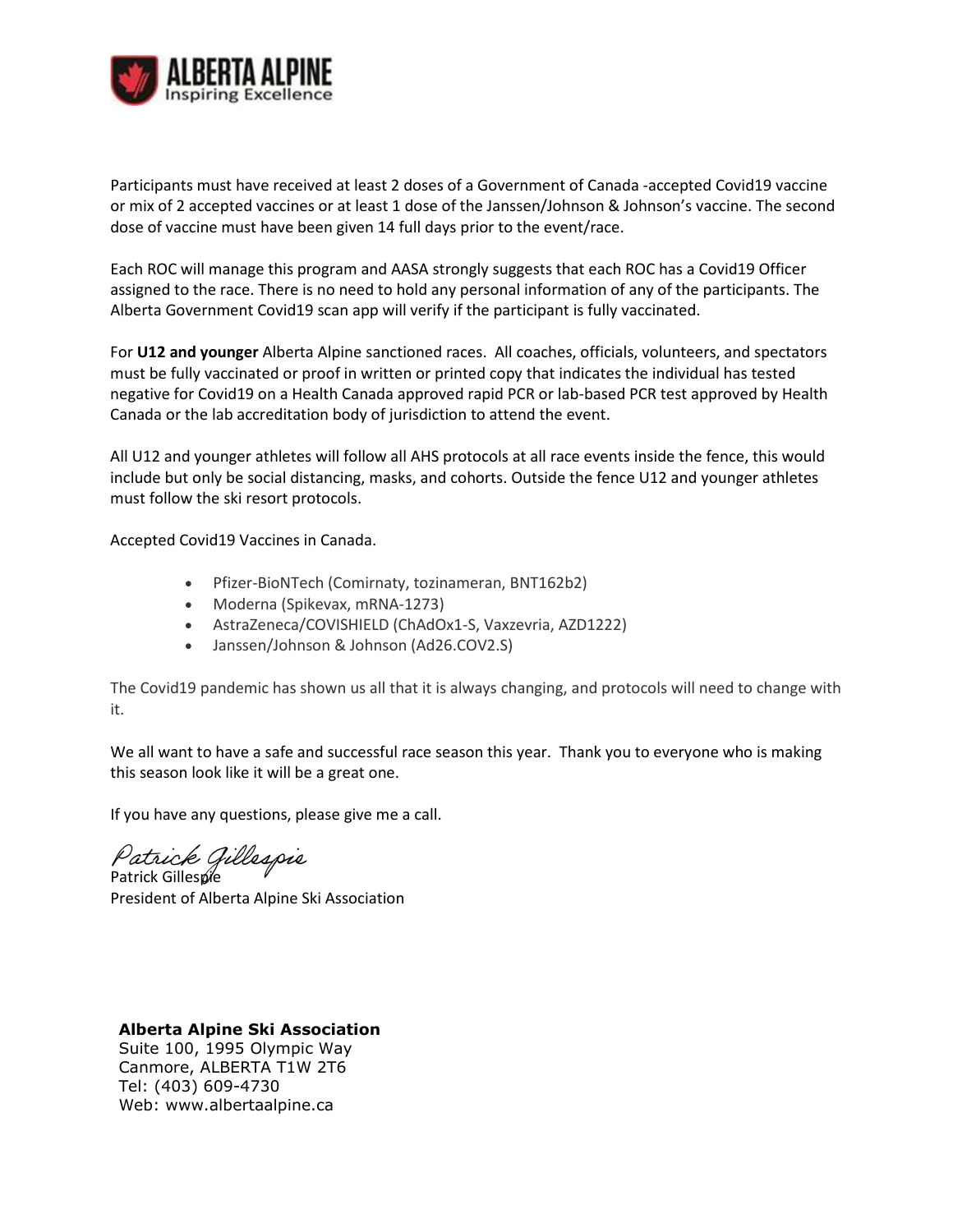Participants must have received at least 2 doses of a Government of Canada -accepted Covid19 vaccine or mix of 2 accepted vaccines or at least 1 dose of the Janssen/Johnson & Johnson's vaccine. The second dose of vaccine must have been given 14 full days prior to the event/race.

Each ROC will manage this program and AASA strongly suggests that each ROC has a Covid19 Officer assigned to the race. There is no need to hold any personal information of any of the participants. The Alberta Government Covid19 scan app will verify if the participant is fully vaccinated.

For **U12 and younger** Alberta Alpine sanctioned races. All coaches, officials, volunteers, and spectators must be fully vaccinated or proof in written or printed copy that indicates the individual has tested negative for Covid19 on a Health Canada approved rapid PCR or lab-based PCR test approved by Health Canada or the lab accreditation body of jurisdiction to attend the event.

All U12 and younger athletes will follow all AHS protocols at all race events inside the fence, this would include but only be social distancing, masks, and cohorts. Outside the fence U12 and younger athletes must follow the ski resort protocols.

Accepted Covid19 Vaccines in Canada.

- Pfizer-BioNTech (Comirnaty, tozinameran, BNT162b2)
- Moderna (Spikevax, mRNA-1273)
- AstraZeneca/COVISHIELD (ChAdOx1-S, Vaxzevria, AZD1222)
- Janssen/Johnson & Johnson (Ad26.COV2.S)

The Covid19 pandemic has shown us all that it is always changing, and protocols will need to change with it.

We all want to have a safe and successful race season this year. Thank you to everyone who is making this season look like it will be a great one.

If you have any questions, please give me a call.

*Patrick Gillespie*
Patrick Gillespie
President of Alberta Alpine Ski Association

**Alberta Alpine Ski Association**
Suite 100, 1995 Olympic Way
Canmore, ALBERTA T1W 2T6
Tel: (403) 609-4730
Web: www.albertaalpine.ca